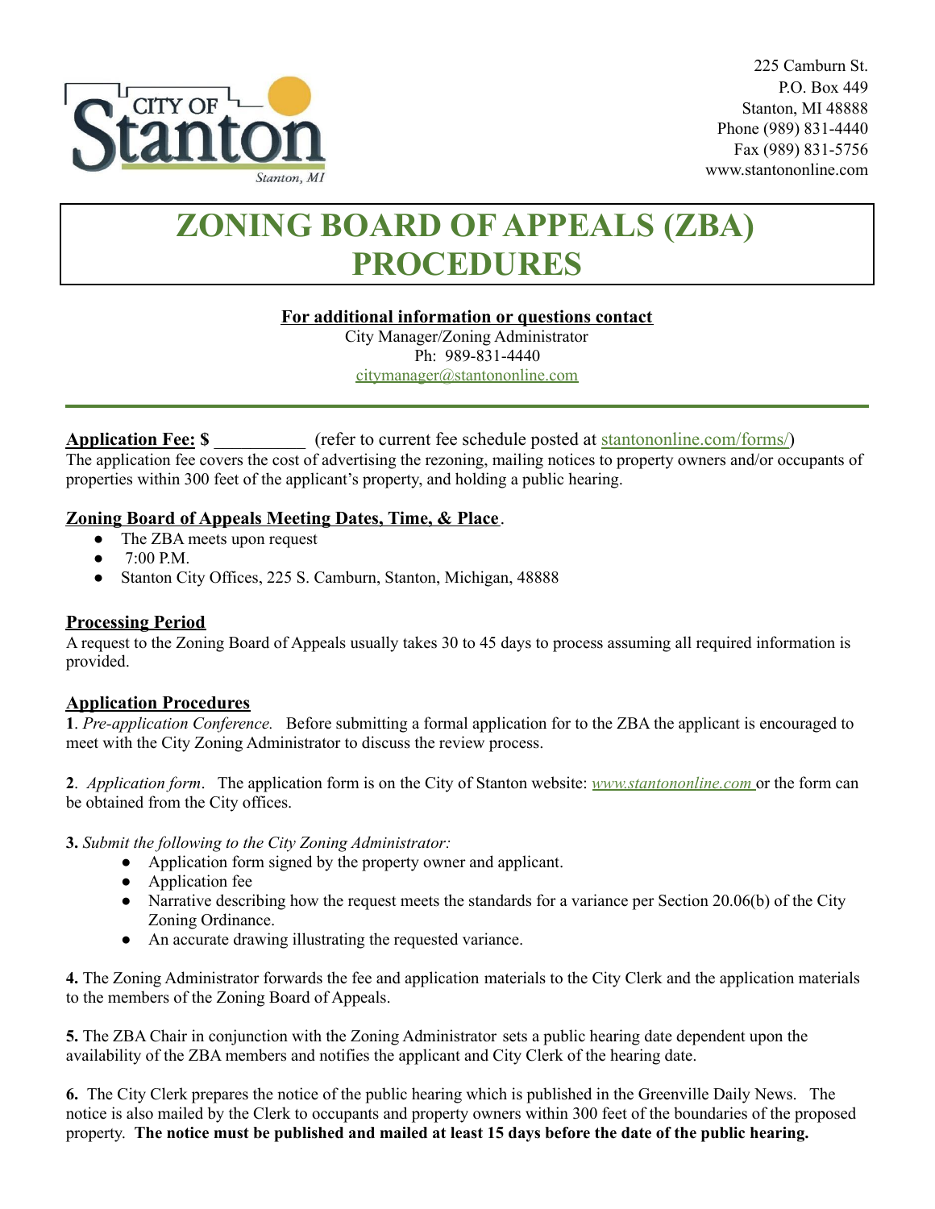225 Camburn St.
P.O. Box 449
Stanton, MI 48888
Phone (989) 831-4440
Fax (989) 831-5756
www.stantononline.com

# ZONING BOARD OF APPEALS (ZBA) PROCEDURES

**For additional information or questions contact**
City Manager/Zoning Administrator
Ph: 989-831-4440
citymanager@stantononline.com

---

**Application Fee: $** __________ (refer to current fee schedule posted at stantononline.com/forms/)
The application fee covers the cost of advertising the rezoning, mailing notices to property owners and/or occupants of properties within 300 feet of the applicant's property, and holding a public hearing.

**Zoning Board of Appeals Meeting Dates, Time, & Place**.

- The ZBA meets upon request
- 7:00 P.M.
- Stanton City Offices, 225 S. Camburn, Stanton, Michigan, 48888

**Processing Period**
A request to the Zoning Board of Appeals usually takes 30 to 45 days to process assuming all required information is provided.

**Application Procedures**

**1**. *Pre-application Conference.* Before submitting a formal application for to the ZBA the applicant is encouraged to meet with the City Zoning Administrator to discuss the review process.

**2**. *Application form*. The application form is on the City of Stanton website: *www.stantononline.com* or the form can be obtained from the City offices.

**3.** *Submit the following to the City Zoning Administrator:*

- Application form signed by the property owner and applicant.
- Application fee
- Narrative describing how the request meets the standards for a variance per Section 20.06(b) of the City Zoning Ordinance.
- An accurate drawing illustrating the requested variance.

**4.** The Zoning Administrator forwards the fee and application materials to the City Clerk and the application materials to the members of the Zoning Board of Appeals.

**5.** The ZBA Chair in conjunction with the Zoning Administrator sets a public hearing date dependent upon the availability of the ZBA members and notifies the applicant and City Clerk of the hearing date.

**6.** The City Clerk prepares the notice of the public hearing which is published in the Greenville Daily News. The notice is also mailed by the Clerk to occupants and property owners within 300 feet of the boundaries of the proposed property. **The notice must be published and mailed at least 15 days before the date of the public hearing.**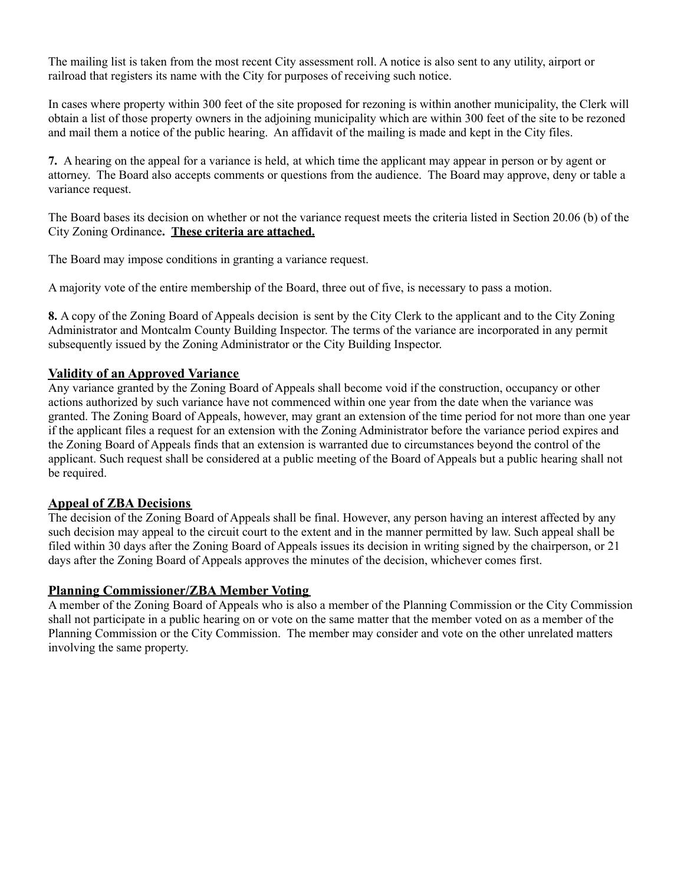The mailing list is taken from the most recent City assessment roll. A notice is also sent to any utility, airport or railroad that registers its name with the City for purposes of receiving such notice.

In cases where property within 300 feet of the site proposed for rezoning is within another municipality, the Clerk will obtain a list of those property owners in the adjoining municipality which are within 300 feet of the site to be rezoned and mail them a notice of the public hearing. An affidavit of the mailing is made and kept in the City files.

**7.** A hearing on the appeal for a variance is held, at which time the applicant may appear in person or by agent or attorney. The Board also accepts comments or questions from the audience. The Board may approve, deny or table a variance request.

The Board bases its decision on whether or not the variance request meets the criteria listed in Section 20.06 (b) of the City Zoning Ordinance**. <u>These criteria are attached.</u>**

The Board may impose conditions in granting a variance request.

A majority vote of the entire membership of the Board, three out of five, is necessary to pass a motion.

**8.** A copy of the Zoning Board of Appeals decision is sent by the City Clerk to the applicant and to the City Zoning Administrator and Montcalm County Building Inspector. The terms of the variance are incorporated in any permit subsequently issued by the Zoning Administrator or the City Building Inspector.

## Validity of an Approved Variance

Any variance granted by the Zoning Board of Appeals shall become void if the construction, occupancy or other actions authorized by such variance have not commenced within one year from the date when the variance was granted. The Zoning Board of Appeals, however, may grant an extension of the time period for not more than one year if the applicant files a request for an extension with the Zoning Administrator before the variance period expires and the Zoning Board of Appeals finds that an extension is warranted due to circumstances beyond the control of the applicant. Such request shall be considered at a public meeting of the Board of Appeals but a public hearing shall not be required.

## Appeal of ZBA Decisions

The decision of the Zoning Board of Appeals shall be final. However, any person having an interest affected by any such decision may appeal to the circuit court to the extent and in the manner permitted by law. Such appeal shall be filed within 30 days after the Zoning Board of Appeals issues its decision in writing signed by the chairperson, or 21 days after the Zoning Board of Appeals approves the minutes of the decision, whichever comes first.

## Planning Commissioner/ZBA Member Voting

A member of the Zoning Board of Appeals who is also a member of the Planning Commission or the City Commission shall not participate in a public hearing on or vote on the same matter that the member voted on as a member of the Planning Commission or the City Commission. The member may consider and vote on the other unrelated matters involving the same property.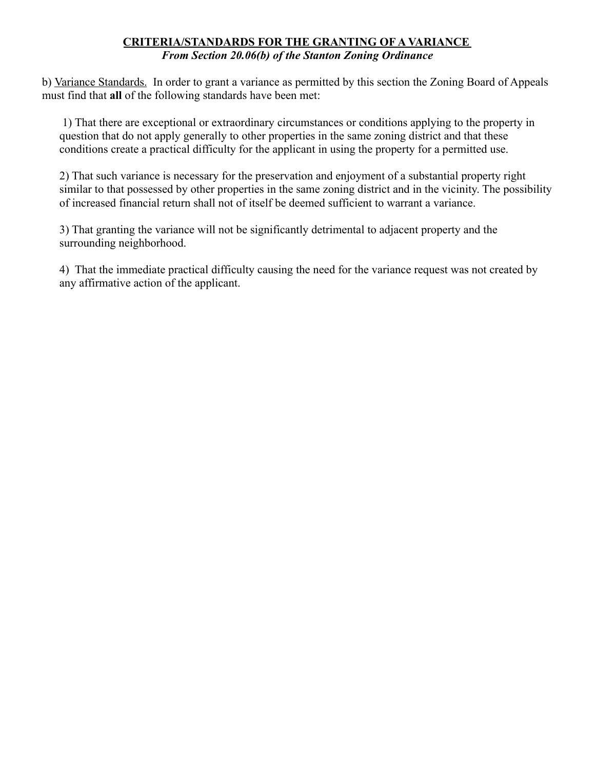# CRITERIA/STANDARDS FOR THE GRANTING OF A VARIANCE

***From Section 20.06(b) of the Stanton Zoning Ordinance***

b) Variance Standards. In order to grant a variance as permitted by this section the Zoning Board of Appeals must find that **all** of the following standards have been met:

1) That there are exceptional or extraordinary circumstances or conditions applying to the property in question that do not apply generally to other properties in the same zoning district and that these conditions create a practical difficulty for the applicant in using the property for a permitted use.

2) That such variance is necessary for the preservation and enjoyment of a substantial property right similar to that possessed by other properties in the same zoning district and in the vicinity. The possibility of increased financial return shall not of itself be deemed sufficient to warrant a variance.

3) That granting the variance will not be significantly detrimental to adjacent property and the surrounding neighborhood.

4) That the immediate practical difficulty causing the need for the variance request was not created by any affirmative action of the applicant.